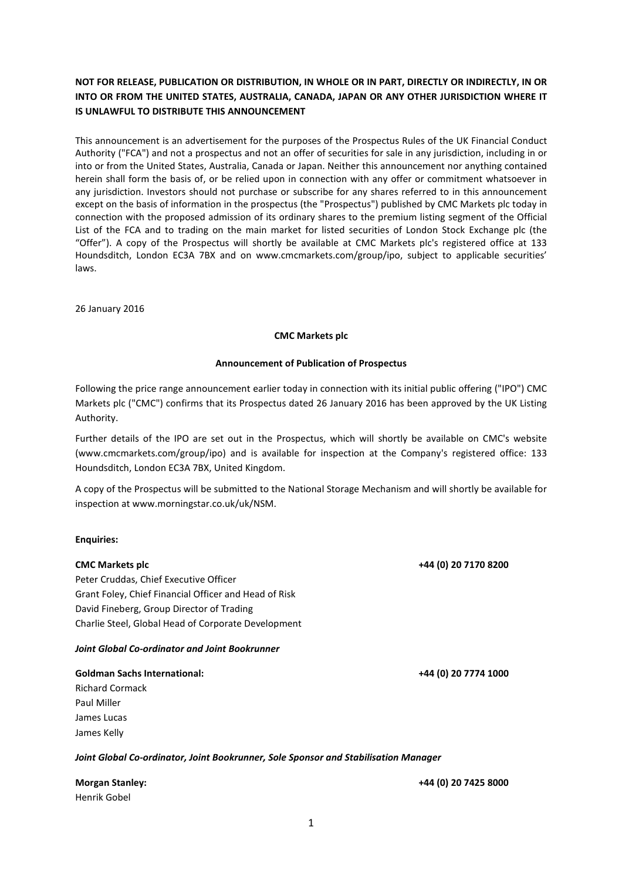**NOT FOR RELEASE, PUBLICATION OR DISTRIBUTION, IN WHOLE OR IN PART, DIRECTLY OR INDIRECTLY, IN OR INTO OR FROM THE UNITED STATES, AUSTRALIA, CANADA, JAPAN OR ANY OTHER JURISDICTION WHERE IT IS UNLAWFUL TO DISTRIBUTE THIS ANNOUNCEMENT**

This announcement is an advertisement for the purposes of the Prospectus Rules of the UK Financial Conduct Authority ("FCA") and not a prospectus and not an offer of securities for sale in any jurisdiction, including in or into or from the United States, Australia, Canada or Japan. Neither this announcement nor anything contained herein shall form the basis of, or be relied upon in connection with any offer or commitment whatsoever in any jurisdiction. Investors should not purchase or subscribe for any shares referred to in this announcement except on the basis of information in the prospectus (the "Prospectus") published by CMC Markets plc today in connection with the proposed admission of its ordinary shares to the premium listing segment of the Official List of the FCA and to trading on the main market for listed securities of London Stock Exchange plc (the "Offer"). A copy of the Prospectus will shortly be available at CMC Markets plc's registered office at 133 Houndsditch, London EC3A 7BX and on www.cmcmarkets.com/group/ipo, subject to applicable securities' laws.

26 January 2016

**CMC Markets plc**

**Announcement of Publication of Prospectus**

Following the price range announcement earlier today in connection with its initial public offering ("IPO") CMC Markets plc ("CMC") confirms that its Prospectus dated 26 January 2016 has been approved by the UK Listing Authority.

Further details of the IPO are set out in the Prospectus, which will shortly be available on CMC's website (www.cmcmarkets.com/group/ipo) and is available for inspection at the Company's registered office: 133 Houndsditch, London EC3A 7BX, United Kingdom.

A copy of the Prospectus will be submitted to the National Storage Mechanism and will shortly be available for inspection at www.morningstar.co.uk/uk/NSM.

**Enquiries:**

**CMC Markets plc** +44 (0) 20 7170 8200

Peter Cruddas, Chief Executive Officer
Grant Foley, Chief Financial Officer and Head of Risk
David Fineberg, Group Director of Trading
Charlie Steel, Global Head of Corporate Development

***Joint Global Co-ordinator and Joint Bookrunner***

**Goldman Sachs International:** +44 (0) 20 7774 1000

Richard Cormack
Paul Miller
James Lucas
James Kelly

***Joint Global Co-ordinator, Joint Bookrunner, Sole Sponsor and Stabilisation Manager***

**Morgan Stanley:** +44 (0) 20 7425 8000

Henrik Gobel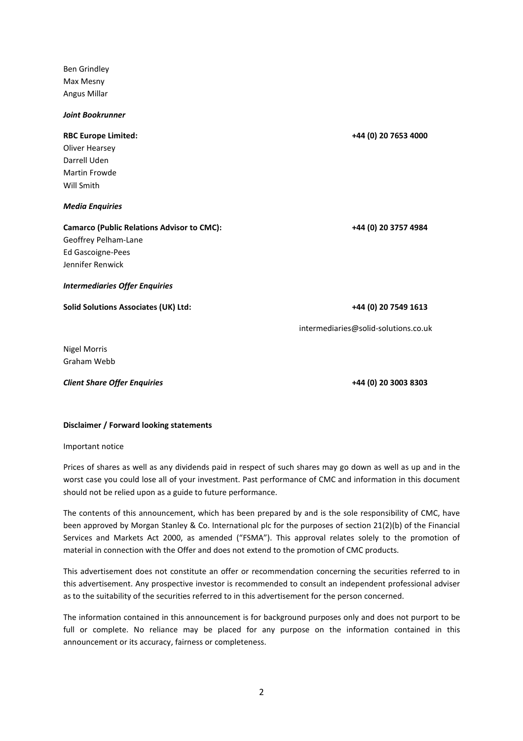Ben Grindley
Max Mesny
Angus Millar

***Joint Bookrunner***

**RBC Europe Limited:** **+44 (0) 20 7653 4000**
Oliver Hearsey
Darrell Uden
Martin Frowde
Will Smith

***Media Enquiries***

**Camarco (Public Relations Advisor to CMC):** **+44 (0) 20 3757 4984**
Geoffrey Pelham-Lane
Ed Gascoigne-Pees
Jennifer Renwick

***Intermediaries Offer Enquiries***

**Solid Solutions Associates (UK) Ltd:** **+44 (0) 20 7549 1613**

intermediaries@solid-solutions.co.uk

Nigel Morris
Graham Webb

***Client Share Offer Enquiries*** **+44 (0) 20 3003 8303**

**Disclaimer / Forward looking statements**

Important notice

Prices of shares as well as any dividends paid in respect of such shares may go down as well as up and in the worst case you could lose all of your investment. Past performance of CMC and information in this document should not be relied upon as a guide to future performance.

The contents of this announcement, which has been prepared by and is the sole responsibility of CMC, have been approved by Morgan Stanley & Co. International plc for the purposes of section 21(2)(b) of the Financial Services and Markets Act 2000, as amended ("FSMA"). This approval relates solely to the promotion of material in connection with the Offer and does not extend to the promotion of CMC products.

This advertisement does not constitute an offer or recommendation concerning the securities referred to in this advertisement. Any prospective investor is recommended to consult an independent professional adviser as to the suitability of the securities referred to in this advertisement for the person concerned.

The information contained in this announcement is for background purposes only and does not purport to be full or complete. No reliance may be placed for any purpose on the information contained in this announcement or its accuracy, fairness or completeness.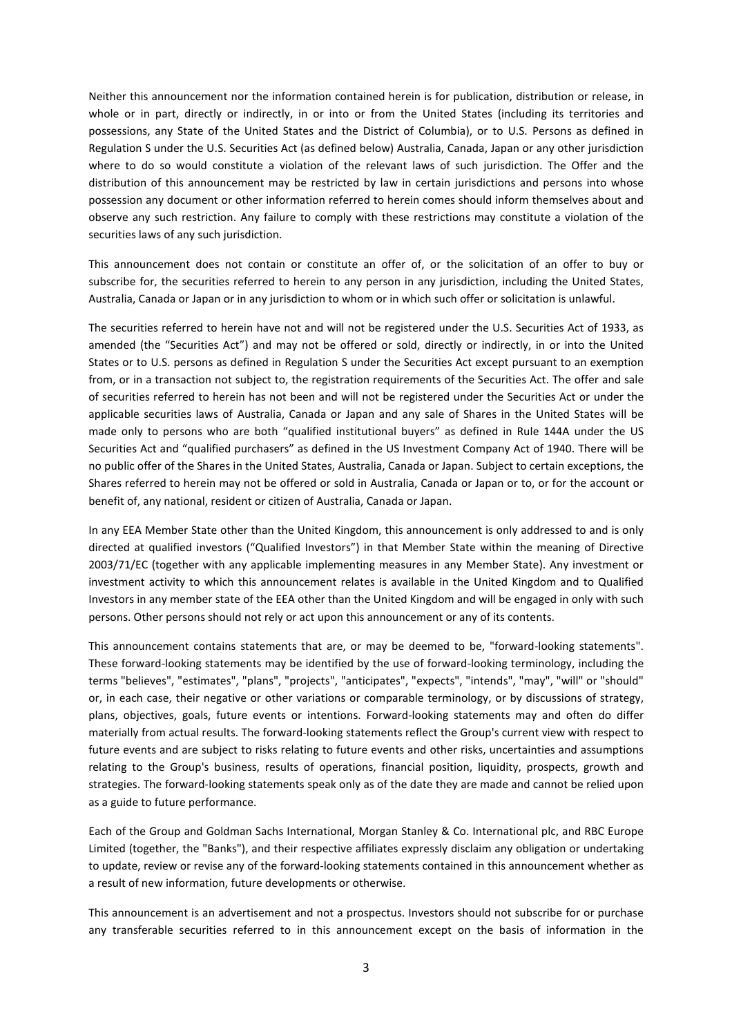Neither this announcement nor the information contained herein is for publication, distribution or release, in whole or in part, directly or indirectly, in or into or from the United States (including its territories and possessions, any State of the United States and the District of Columbia), or to U.S. Persons as defined in Regulation S under the U.S. Securities Act (as defined below) Australia, Canada, Japan or any other jurisdiction where to do so would constitute a violation of the relevant laws of such jurisdiction. The Offer and the distribution of this announcement may be restricted by law in certain jurisdictions and persons into whose possession any document or other information referred to herein comes should inform themselves about and observe any such restriction. Any failure to comply with these restrictions may constitute a violation of the securities laws of any such jurisdiction.

This announcement does not contain or constitute an offer of, or the solicitation of an offer to buy or subscribe for, the securities referred to herein to any person in any jurisdiction, including the United States, Australia, Canada or Japan or in any jurisdiction to whom or in which such offer or solicitation is unlawful.

The securities referred to herein have not and will not be registered under the U.S. Securities Act of 1933, as amended (the "Securities Act") and may not be offered or sold, directly or indirectly, in or into the United States or to U.S. persons as defined in Regulation S under the Securities Act except pursuant to an exemption from, or in a transaction not subject to, the registration requirements of the Securities Act. The offer and sale of securities referred to herein has not been and will not be registered under the Securities Act or under the applicable securities laws of Australia, Canada or Japan and any sale of Shares in the United States will be made only to persons who are both "qualified institutional buyers" as defined in Rule 144A under the US Securities Act and "qualified purchasers" as defined in the US Investment Company Act of 1940. There will be no public offer of the Shares in the United States, Australia, Canada or Japan. Subject to certain exceptions, the Shares referred to herein may not be offered or sold in Australia, Canada or Japan or to, or for the account or benefit of, any national, resident or citizen of Australia, Canada or Japan.

In any EEA Member State other than the United Kingdom, this announcement is only addressed to and is only directed at qualified investors ("Qualified Investors") in that Member State within the meaning of Directive 2003/71/EC (together with any applicable implementing measures in any Member State). Any investment or investment activity to which this announcement relates is available in the United Kingdom and to Qualified Investors in any member state of the EEA other than the United Kingdom and will be engaged in only with such persons. Other persons should not rely or act upon this announcement or any of its contents.

This announcement contains statements that are, or may be deemed to be, "forward-looking statements". These forward-looking statements may be identified by the use of forward-looking terminology, including the terms "believes", "estimates", "plans", "projects", "anticipates", "expects", "intends", "may", "will" or "should" or, in each case, their negative or other variations or comparable terminology, or by discussions of strategy, plans, objectives, goals, future events or intentions. Forward-looking statements may and often do differ materially from actual results. The forward-looking statements reflect the Group's current view with respect to future events and are subject to risks relating to future events and other risks, uncertainties and assumptions relating to the Group's business, results of operations, financial position, liquidity, prospects, growth and strategies. The forward-looking statements speak only as of the date they are made and cannot be relied upon as a guide to future performance.

Each of the Group and Goldman Sachs International, Morgan Stanley & Co. International plc, and RBC Europe Limited (together, the "Banks"), and their respective affiliates expressly disclaim any obligation or undertaking to update, review or revise any of the forward-looking statements contained in this announcement whether as a result of new information, future developments or otherwise.

This announcement is an advertisement and not a prospectus. Investors should not subscribe for or purchase any transferable securities referred to in this announcement except on the basis of information in the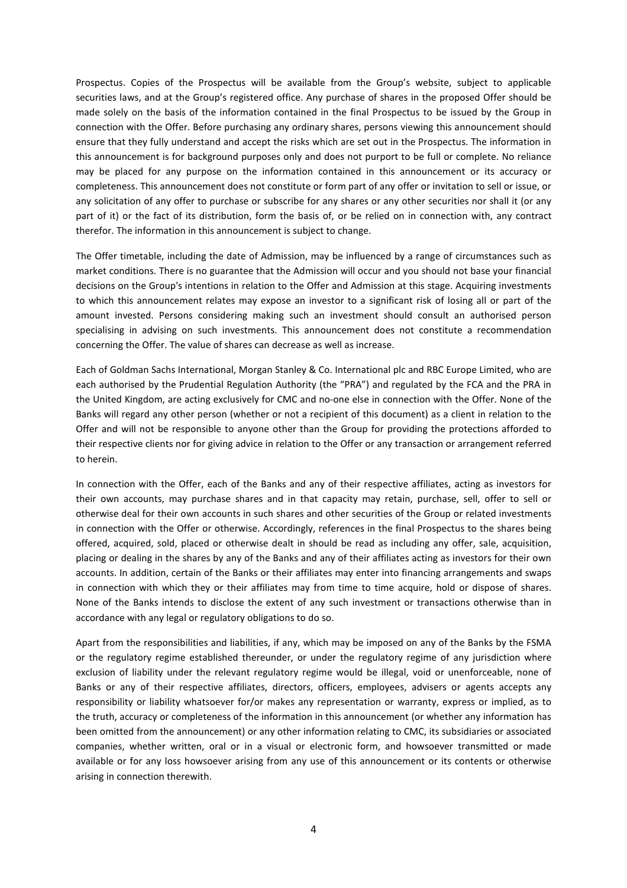Prospectus. Copies of the Prospectus will be available from the Group's website, subject to applicable securities laws, and at the Group's registered office. Any purchase of shares in the proposed Offer should be made solely on the basis of the information contained in the final Prospectus to be issued by the Group in connection with the Offer. Before purchasing any ordinary shares, persons viewing this announcement should ensure that they fully understand and accept the risks which are set out in the Prospectus. The information in this announcement is for background purposes only and does not purport to be full or complete. No reliance may be placed for any purpose on the information contained in this announcement or its accuracy or completeness. This announcement does not constitute or form part of any offer or invitation to sell or issue, or any solicitation of any offer to purchase or subscribe for any shares or any other securities nor shall it (or any part of it) or the fact of its distribution, form the basis of, or be relied on in connection with, any contract therefor. The information in this announcement is subject to change.

The Offer timetable, including the date of Admission, may be influenced by a range of circumstances such as market conditions. There is no guarantee that the Admission will occur and you should not base your financial decisions on the Group's intentions in relation to the Offer and Admission at this stage. Acquiring investments to which this announcement relates may expose an investor to a significant risk of losing all or part of the amount invested. Persons considering making such an investment should consult an authorised person specialising in advising on such investments. This announcement does not constitute a recommendation concerning the Offer. The value of shares can decrease as well as increase.

Each of Goldman Sachs International, Morgan Stanley & Co. International plc and RBC Europe Limited, who are each authorised by the Prudential Regulation Authority (the "PRA") and regulated by the FCA and the PRA in the United Kingdom, are acting exclusively for CMC and no-one else in connection with the Offer. None of the Banks will regard any other person (whether or not a recipient of this document) as a client in relation to the Offer and will not be responsible to anyone other than the Group for providing the protections afforded to their respective clients nor for giving advice in relation to the Offer or any transaction or arrangement referred to herein.

In connection with the Offer, each of the Banks and any of their respective affiliates, acting as investors for their own accounts, may purchase shares and in that capacity may retain, purchase, sell, offer to sell or otherwise deal for their own accounts in such shares and other securities of the Group or related investments in connection with the Offer or otherwise. Accordingly, references in the final Prospectus to the shares being offered, acquired, sold, placed or otherwise dealt in should be read as including any offer, sale, acquisition, placing or dealing in the shares by any of the Banks and any of their affiliates acting as investors for their own accounts. In addition, certain of the Banks or their affiliates may enter into financing arrangements and swaps in connection with which they or their affiliates may from time to time acquire, hold or dispose of shares. None of the Banks intends to disclose the extent of any such investment or transactions otherwise than in accordance with any legal or regulatory obligations to do so.

Apart from the responsibilities and liabilities, if any, which may be imposed on any of the Banks by the FSMA or the regulatory regime established thereunder, or under the regulatory regime of any jurisdiction where exclusion of liability under the relevant regulatory regime would be illegal, void or unenforceable, none of Banks or any of their respective affiliates, directors, officers, employees, advisers or agents accepts any responsibility or liability whatsoever for/or makes any representation or warranty, express or implied, as to the truth, accuracy or completeness of the information in this announcement (or whether any information has been omitted from the announcement) or any other information relating to CMC, its subsidiaries or associated companies, whether written, oral or in a visual or electronic form, and howsoever transmitted or made available or for any loss howsoever arising from any use of this announcement or its contents or otherwise arising in connection therewith.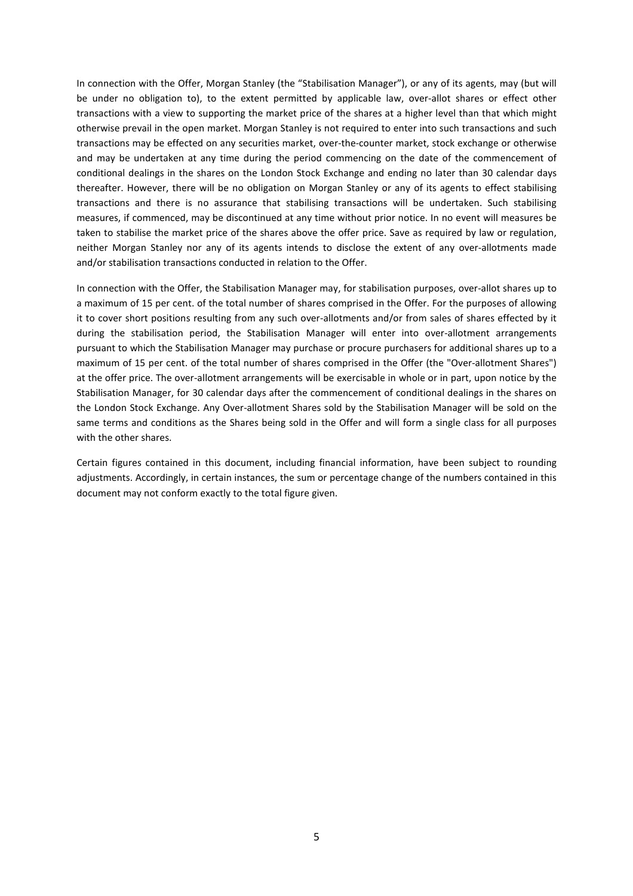In connection with the Offer, Morgan Stanley (the "Stabilisation Manager"), or any of its agents, may (but will be under no obligation to), to the extent permitted by applicable law, over-allot shares or effect other transactions with a view to supporting the market price of the shares at a higher level than that which might otherwise prevail in the open market. Morgan Stanley is not required to enter into such transactions and such transactions may be effected on any securities market, over-the-counter market, stock exchange or otherwise and may be undertaken at any time during the period commencing on the date of the commencement of conditional dealings in the shares on the London Stock Exchange and ending no later than 30 calendar days thereafter. However, there will be no obligation on Morgan Stanley or any of its agents to effect stabilising transactions and there is no assurance that stabilising transactions will be undertaken. Such stabilising measures, if commenced, may be discontinued at any time without prior notice. In no event will measures be taken to stabilise the market price of the shares above the offer price. Save as required by law or regulation, neither Morgan Stanley nor any of its agents intends to disclose the extent of any over-allotments made and/or stabilisation transactions conducted in relation to the Offer.

In connection with the Offer, the Stabilisation Manager may, for stabilisation purposes, over-allot shares up to a maximum of 15 per cent. of the total number of shares comprised in the Offer. For the purposes of allowing it to cover short positions resulting from any such over-allotments and/or from sales of shares effected by it during the stabilisation period, the Stabilisation Manager will enter into over-allotment arrangements pursuant to which the Stabilisation Manager may purchase or procure purchasers for additional shares up to a maximum of 15 per cent. of the total number of shares comprised in the Offer (the "Over-allotment Shares") at the offer price. The over-allotment arrangements will be exercisable in whole or in part, upon notice by the Stabilisation Manager, for 30 calendar days after the commencement of conditional dealings in the shares on the London Stock Exchange. Any Over-allotment Shares sold by the Stabilisation Manager will be sold on the same terms and conditions as the Shares being sold in the Offer and will form a single class for all purposes with the other shares.

Certain figures contained in this document, including financial information, have been subject to rounding adjustments. Accordingly, in certain instances, the sum or percentage change of the numbers contained in this document may not conform exactly to the total figure given.